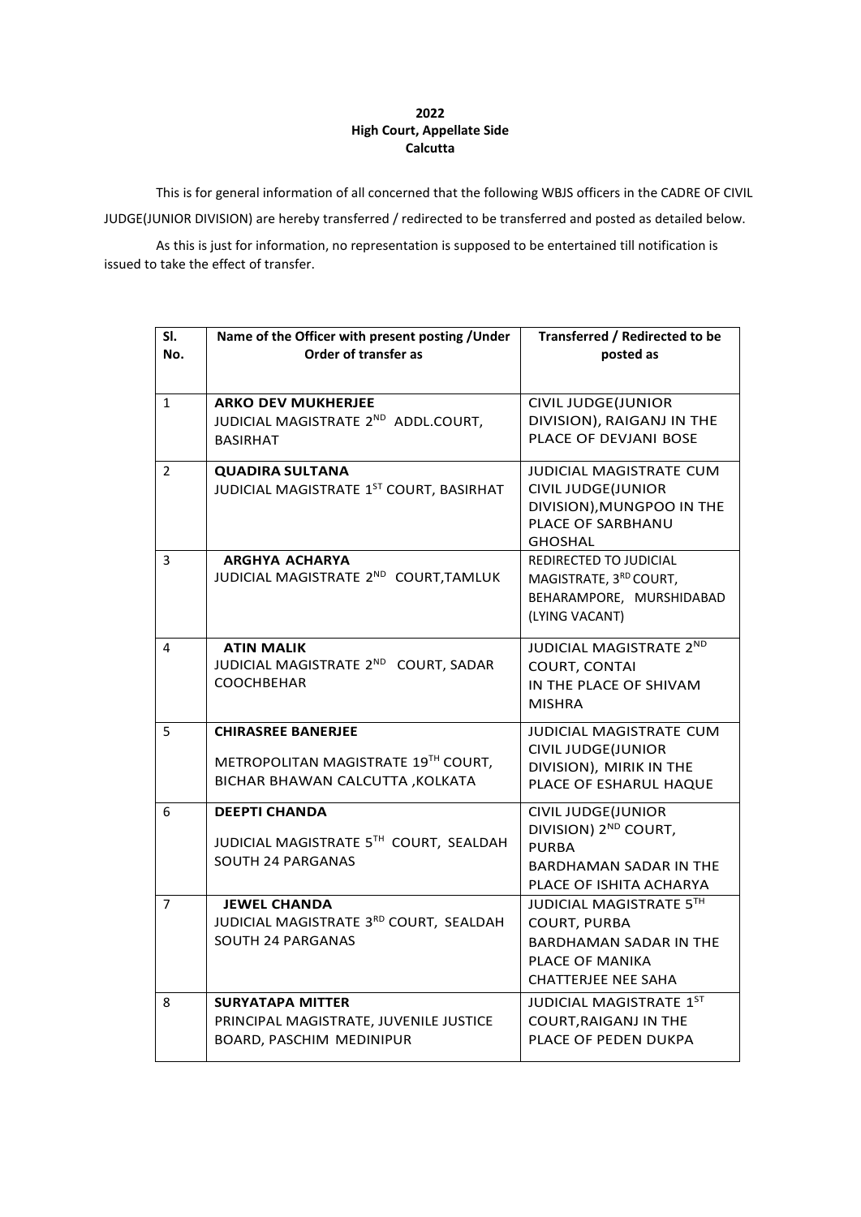**2022**
**High Court, Appellate Side**
**Calcutta**

This is for general information of all concerned that the following WBJS officers in the CADRE OF CIVIL JUDGE(JUNIOR DIVISION) are hereby transferred / redirected to be transferred and posted as detailed below.

As this is just for information, no representation is supposed to be entertained till notification is issued to take the effect of transfer.

| Sl. No. | Name of the Officer with present posting /Under Order of transfer as | Transferred / Redirected to be posted as |
|---|---|---|
| 1 | **ARKO DEV MUKHERJEE** JUDICIAL MAGISTRATE 2ND ADDL.COURT, BASIRHAT | CIVIL JUDGE(JUNIOR DIVISION), RAIGANJ IN THE PLACE OF DEVJANI BOSE |
| 2 | **QUADIRA SULTANA** JUDICIAL MAGISTRATE 1ST COURT, BASIRHAT | JUDICIAL MAGISTRATE CUM CIVIL JUDGE(JUNIOR DIVISION),MUNGPOO IN THE PLACE OF SARBHANU GHOSHAL |
| 3 | **ARGHYA ACHARYA** JUDICIAL MAGISTRATE 2ND COURT,TAMLUK | REDIRECTED TO JUDICIAL MAGISTRATE, 3RD COURT, BEHARAMPORE, MURSHIDABAD (LYING VACANT) |
| 4 | **ATIN MALIK** JUDICIAL MAGISTRATE 2ND COURT, SADAR COOCHBEHAR | JUDICIAL MAGISTRATE 2ND COURT, CONTAI IN THE PLACE OF SHIVAM MISHRA |
| 5 | **CHIRASREE BANERJEE** METROPOLITAN MAGISTRATE 19TH COURT, BICHAR BHAWAN CALCUTTA ,KOLKATA | JUDICIAL MAGISTRATE CUM CIVIL JUDGE(JUNIOR DIVISION), MIRIK IN THE PLACE OF ESHARUL HAQUE |
| 6 | **DEEPTI CHANDA** JUDICIAL MAGISTRATE 5TH COURT, SEALDAH SOUTH 24 PARGANAS | CIVIL JUDGE(JUNIOR DIVISION) 2ND COURT, PURBA BARDHAMAN SADAR IN THE PLACE OF ISHITA ACHARYA |
| 7 | **JEWEL CHANDA** JUDICIAL MAGISTRATE 3RD COURT, SEALDAH SOUTH 24 PARGANAS | JUDICIAL MAGISTRATE 5TH COURT, PURBA BARDHAMAN SADAR IN THE PLACE OF MANIKA CHATTERJEE NEE SAHA |
| 8 | **SURYATAPA MITTER** PRINCIPAL MAGISTRATE, JUVENILE JUSTICE BOARD, PASCHIM MEDINIPUR | JUDICIAL MAGISTRATE 1ST COURT,RAIGANJ IN THE PLACE OF PEDEN DUKPA |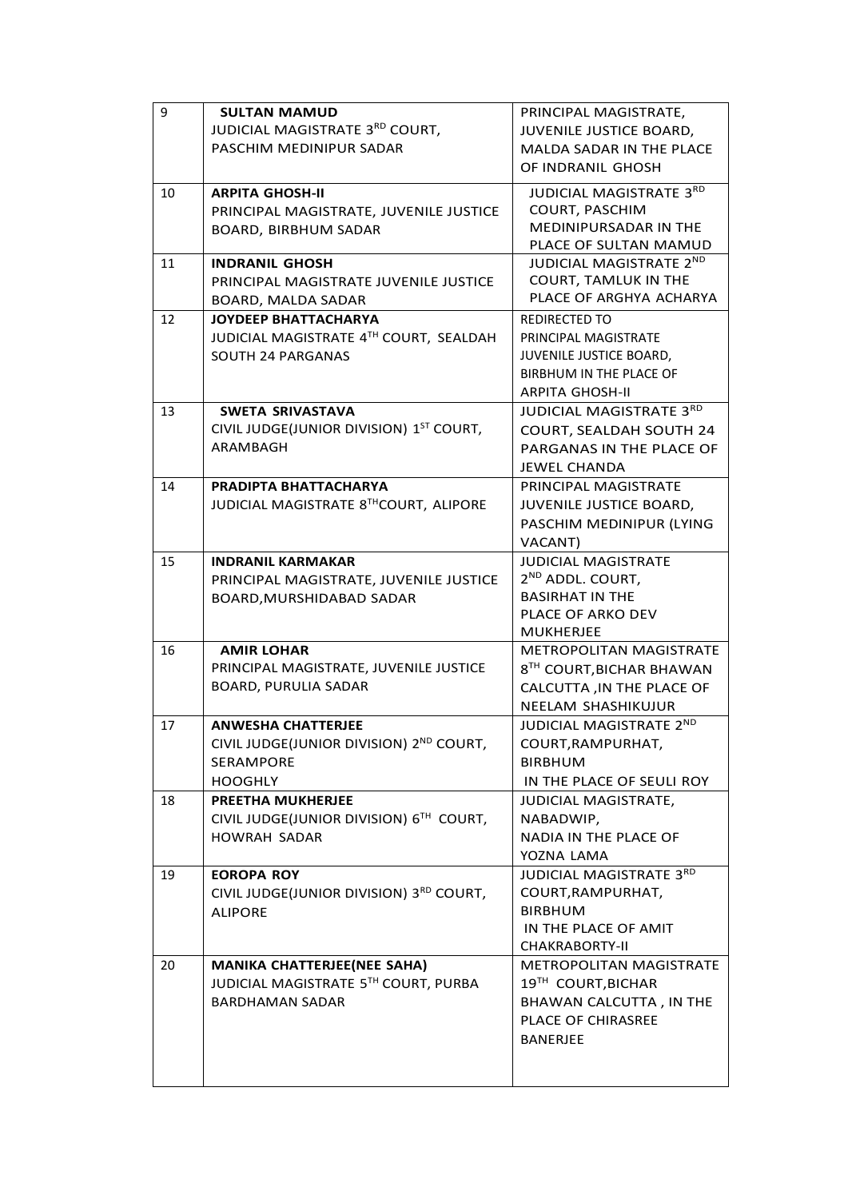| 9 | **SULTAN MAMUD** JUDICIAL MAGISTRATE 3RD COURT, PASCHIM MEDINIPUR SADAR | PRINCIPAL MAGISTRATE, JUVENILE JUSTICE BOARD, MALDA SADAR IN THE PLACE OF INDRANIL GHOSH |
|---|---|---|
| 10 | **ARPITA GHOSH-II** PRINCIPAL MAGISTRATE, JUVENILE JUSTICE BOARD, BIRBHUM SADAR | JUDICIAL MAGISTRATE 3RD COURT, PASCHIM MEDINIPURSADAR IN THE PLACE OF SULTAN MAMUD |
| 11 | **INDRANIL GHOSH** PRINCIPAL MAGISTRATE JUVENILE JUSTICE BOARD, MALDA SADAR | JUDICIAL MAGISTRATE 2ND COURT, TAMLUK IN THE PLACE OF ARGHYA ACHARYA |
| 12 | **JOYDEEP BHATTACHARYA** JUDICIAL MAGISTRATE 4TH COURT, SEALDAH SOUTH 24 PARGANAS | REDIRECTED TO PRINCIPAL MAGISTRATE JUVENILE JUSTICE BOARD, BIRBHUM IN THE PLACE OF ARPITA GHOSH-II |
| 13 | **SWETA SRIVASTAVA** CIVIL JUDGE(JUNIOR DIVISION) 1ST COURT, ARAMBAGH | JUDICIAL MAGISTRATE 3RD COURT, SEALDAH SOUTH 24 PARGANAS IN THE PLACE OF JEWEL CHANDA |
| 14 | **PRADIPTA BHATTACHARYA** JUDICIAL MAGISTRATE 8THCOURT, ALIPORE | PRINCIPAL MAGISTRATE JUVENILE JUSTICE BOARD, PASCHIM MEDINIPUR (LYING VACANT) |
| 15 | **INDRANIL KARMAKAR** PRINCIPAL MAGISTRATE, JUVENILE JUSTICE BOARD,MURSHIDABAD SADAR | JUDICIAL MAGISTRATE 2ND ADDL. COURT, BASIRHAT IN THE PLACE OF ARKO DEV MUKHERJEE |
| 16 | **AMIR LOHAR** PRINCIPAL MAGISTRATE, JUVENILE JUSTICE BOARD, PURULIA SADAR | METROPOLITAN MAGISTRATE 8TH COURT,BICHAR BHAWAN CALCUTTA ,IN THE PLACE OF NEELAM SHASHIKUJUR |
| 17 | **ANWESHA CHATTERJEE** CIVIL JUDGE(JUNIOR DIVISION) 2ND COURT, SERAMPORE HOOGHLY | JUDICIAL MAGISTRATE 2ND COURT,RAMPURHAT, BIRBHUM IN THE PLACE OF SEULI ROY |
| 18 | **PREETHA MUKHERJEE** CIVIL JUDGE(JUNIOR DIVISION) 6TH COURT, HOWRAH SADAR | JUDICIAL MAGISTRATE, NABADWIP, NADIA IN THE PLACE OF YOZNA LAMA |
| 19 | **EOROPA ROY** CIVIL JUDGE(JUNIOR DIVISION) 3RD COURT, ALIPORE | JUDICIAL MAGISTRATE 3RD COURT,RAMPURHAT, BIRBHUM IN THE PLACE OF AMIT CHAKRABORTY-II |
| 20 | **MANIKA CHATTERJEE(NEE SAHA)** JUDICIAL MAGISTRATE 5TH COURT, PURBA BARDHAMAN SADAR | METROPOLITAN MAGISTRATE 19TH COURT,BICHAR BHAWAN CALCUTTA , IN THE PLACE OF CHIRASREE BANERJEE |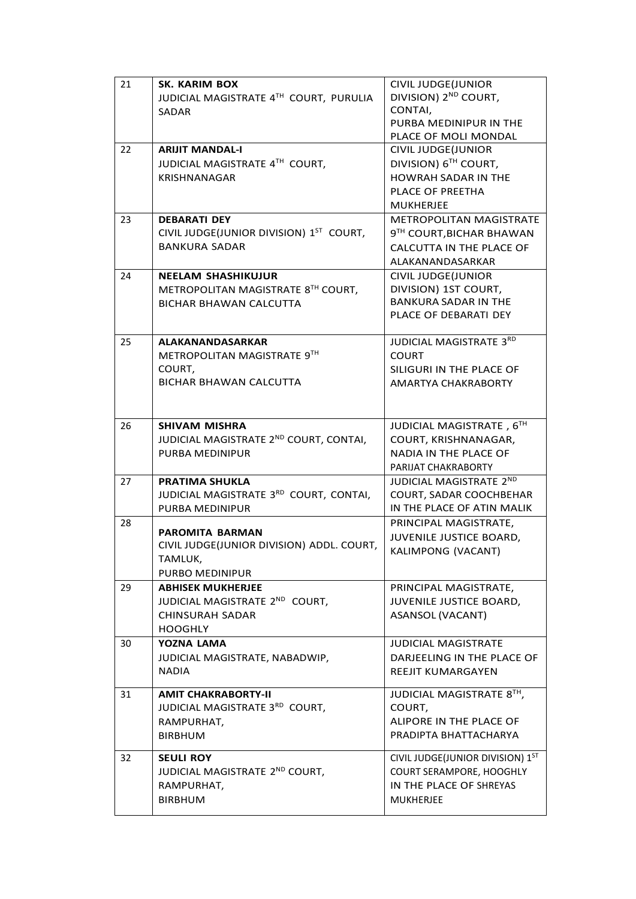| | | |
|---|---|---|
| 21 | **SK. KARIM BOX**<br>JUDICIAL MAGISTRATE 4TH COURT, PURULIA SADAR | CIVIL JUDGE(JUNIOR DIVISION) 2ND COURT, CONTAI, PURBA MEDINIPUR IN THE PLACE OF MOLI MONDAL |
| 22 | **ARIJIT MANDAL-I**<br>JUDICIAL MAGISTRATE 4TH COURT, KRISHNANAGAR | CIVIL JUDGE(JUNIOR DIVISION) 6TH COURT, HOWRAH SADAR IN THE PLACE OF PREETHA MUKHERJEE |
| 23 | **DEBARATI DEY**<br>CIVIL JUDGE(JUNIOR DIVISION) 1ST COURT, BANKURA SADAR | METROPOLITAN MAGISTRATE 9TH COURT,BICHAR BHAWAN CALCUTTA IN THE PLACE OF ALAKANANDASARKAR |
| 24 | **NEELAM SHASHIKUJUR**<br>METROPOLITAN MAGISTRATE 8TH COURT, BICHAR BHAWAN CALCUTTA | CIVIL JUDGE(JUNIOR DIVISION) 1ST COURT, BANKURA SADAR IN THE PLACE OF DEBARATI DEY |
| 25 | **ALAKANANDASARKAR**<br>METROPOLITAN MAGISTRATE 9TH COURT, BICHAR BHAWAN CALCUTTA | JUDICIAL MAGISTRATE 3RD COURT SILIGURI IN THE PLACE OF AMARTYA CHAKRABORTY |
| 26 | **SHIVAM MISHRA**<br>JUDICIAL MAGISTRATE 2ND COURT, CONTAI, PURBA MEDINIPUR | JUDICIAL MAGISTRATE , 6TH COURT, KRISHNANAGAR, NADIA IN THE PLACE OF PARIJAT CHAKRABORTY |
| 27 | **PRATIMA SHUKLA**<br>JUDICIAL MAGISTRATE 3RD COURT, CONTAI, PURBA MEDINIPUR | JUDICIAL MAGISTRATE 2ND COURT, SADAR COOCHBEHAR IN THE PLACE OF ATIN MALIK |
| 28 | **PAROMITA BARMAN**<br>CIVIL JUDGE(JUNIOR DIVISION) ADDL. COURT, TAMLUK, PURBO MEDINIPUR | PRINCIPAL MAGISTRATE, JUVENILE JUSTICE BOARD, KALIMPONG (VACANT) |
| 29 | **ABHISEK MUKHERJEE**<br>JUDICIAL MAGISTRATE 2ND COURT, CHINSURAH SADAR HOOGHLY | PRINCIPAL MAGISTRATE, JUVENILE JUSTICE BOARD, ASANSOL (VACANT) |
| 30 | **YOZNA LAMA**<br>JUDICIAL MAGISTRATE, NABADWIP, NADIA | JUDICIAL MAGISTRATE DARJEELING IN THE PLACE OF REEJIT KUMARGAYEN |
| 31 | **AMIT CHAKRABORTY-II**<br>JUDICIAL MAGISTRATE 3RD COURT, RAMPURHAT, BIRBHUM | JUDICIAL MAGISTRATE 8TH, COURT, ALIPORE IN THE PLACE OF PRADIPTA BHATTACHARYA |
| 32 | **SEULI ROY**<br>JUDICIAL MAGISTRATE 2ND COURT, RAMPURHAT, BIRBHUM | CIVIL JUDGE(JUNIOR DIVISION) 1ST COURT SERAMPORE, HOOGHLY IN THE PLACE OF SHREYAS MUKHERJEE |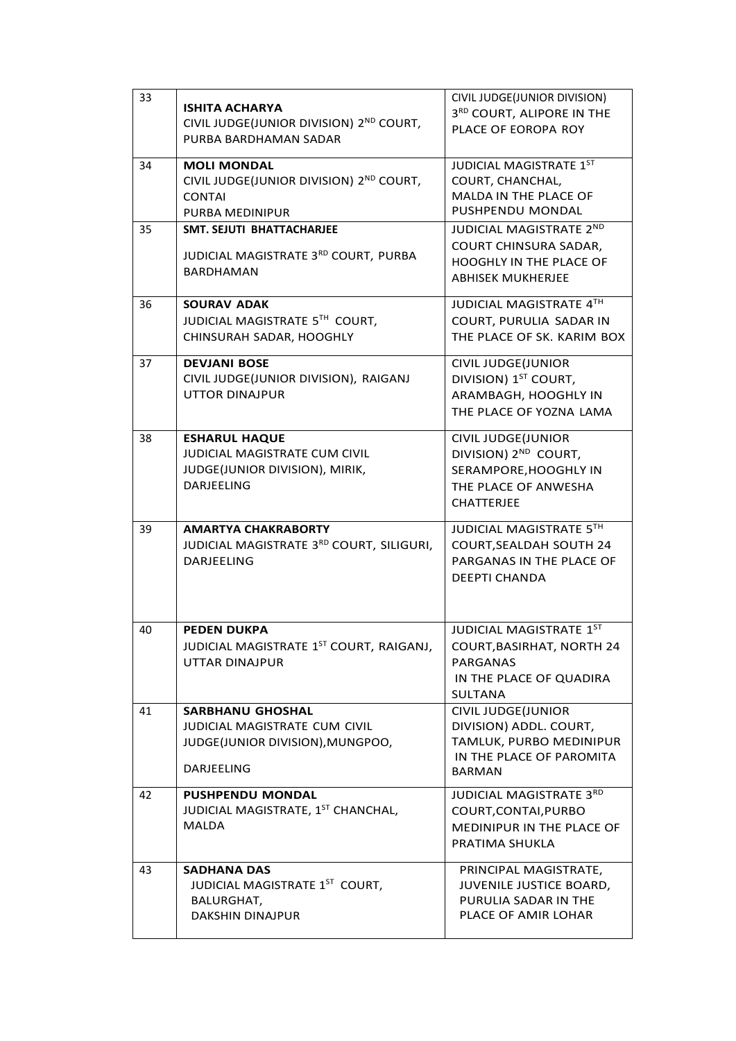| | | |
|---|---|---|
| 33 | **ISHITA ACHARYA**<br>CIVIL JUDGE(JUNIOR DIVISION) 2ND COURT, PURBA BARDHAMAN SADAR | CIVIL JUDGE(JUNIOR DIVISION) 3RD COURT, ALIPORE IN THE PLACE OF EOROPA ROY |
| 34 | **MOLI MONDAL**<br>CIVIL JUDGE(JUNIOR DIVISION) 2ND COURT, CONTAI<br>PURBA MEDINIPUR | JUDICIAL MAGISTRATE 1ST COURT, CHANCHAL, MALDA IN THE PLACE OF PUSHPENDU MONDAL |
| 35 | **SMT. SEJUTI BHATTACHARJEE**<br>JUDICIAL MAGISTRATE 3RD COURT, PURBA BARDHAMAN | JUDICIAL MAGISTRATE 2ND COURT CHINSURA SADAR, HOOGHLY IN THE PLACE OF ABHISEK MUKHERJEE |
| 36 | **SOURAV ADAK**<br>JUDICIAL MAGISTRATE 5TH COURT, CHINSURAH SADAR, HOOGHLY | JUDICIAL MAGISTRATE 4TH COURT, PURULIA SADAR IN THE PLACE OF SK. KARIM BOX |
| 37 | **DEVJANI BOSE**<br>CIVIL JUDGE(JUNIOR DIVISION), RAIGANJ UTTOR DINAJPUR | CIVIL JUDGE(JUNIOR DIVISION) 1ST COURT, ARAMBAGH, HOOGHLY IN THE PLACE OF YOZNA LAMA |
| 38 | **ESHARUL HAQUE**<br>JUDICIAL MAGISTRATE CUM CIVIL JUDGE(JUNIOR DIVISION), MIRIK, DARJEELING | CIVIL JUDGE(JUNIOR DIVISION) 2ND COURT, SERAMPORE,HOOGHLY IN THE PLACE OF ANWESHA CHATTERJEE |
| 39 | **AMARTYA CHAKRABORTY**<br>JUDICIAL MAGISTRATE 3RD COURT, SILIGURI, DARJEELING | JUDICIAL MAGISTRATE 5TH COURT,SEALDAH SOUTH 24 PARGANAS IN THE PLACE OF DEEPTI CHANDA |
| 40 | **PEDEN DUKPA**<br>JUDICIAL MAGISTRATE 1ST COURT, RAIGANJ, UTTAR DINAJPUR | JUDICIAL MAGISTRATE 1ST COURT,BASIRHAT, NORTH 24 PARGANAS<br>IN THE PLACE OF QUADIRA SULTANA |
| 41 | **SARBHANU GHOSHAL**<br>JUDICIAL MAGISTRATE CUM CIVIL JUDGE(JUNIOR DIVISION),MUNGPOO,<br>DARJEELING | CIVIL JUDGE(JUNIOR DIVISION) ADDL. COURT, TAMLUK, PURBO MEDINIPUR<br>IN THE PLACE OF PAROMITA BARMAN |
| 42 | **PUSHPENDU MONDAL**<br>JUDICIAL MAGISTRATE, 1ST CHANCHAL, MALDA | JUDICIAL MAGISTRATE 3RD COURT,CONTAI,PURBO MEDINIPUR IN THE PLACE OF PRATIMA SHUKLA |
| 43 | **SADHANA DAS**<br>JUDICIAL MAGISTRATE 1ST COURT, BALURGHAT,<br>DAKSHIN DINAJPUR | PRINCIPAL MAGISTRATE, JUVENILE JUSTICE BOARD, PURULIA SADAR IN THE PLACE OF AMIR LOHAR |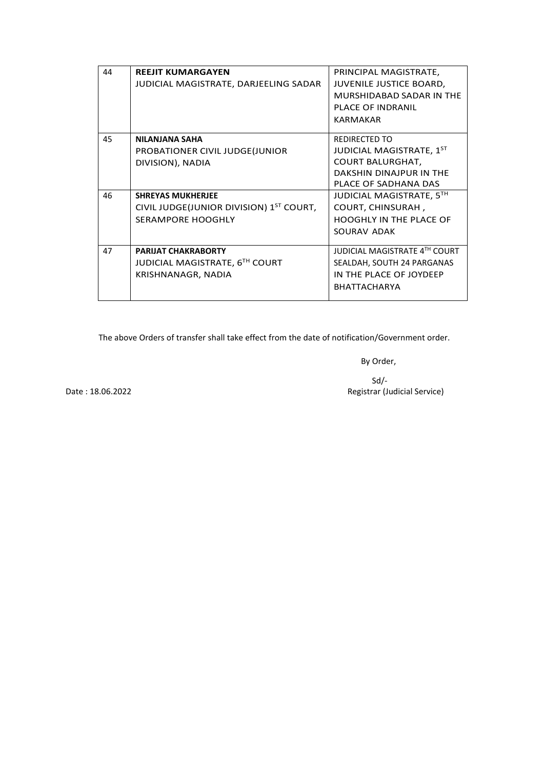| | | |
|---|---|---|
| 44 | **REEJIT KUMARGAYEN**<br>JUDICIAL MAGISTRATE, DARJEELING SADAR | PRINCIPAL MAGISTRATE, JUVENILE JUSTICE BOARD, MURSHIDABAD SADAR IN THE PLACE OF INDRANIL KARMAKAR |
| 45 | **NILANJANA SAHA**<br>PROBATIONER CIVIL JUDGE(JUNIOR DIVISION), NADIA | REDIRECTED TO JUDICIAL MAGISTRATE, 1ST COURT BALURGHAT, DAKSHIN DINAJPUR IN THE PLACE OF SADHANA DAS |
| 46 | **SHREYAS MUKHERJEE**<br>CIVIL JUDGE(JUNIOR DIVISION) 1ST COURT, SERAMPORE HOOGHLY | JUDICIAL MAGISTRATE, 5TH COURT, CHINSURAH , HOOGHLY IN THE PLACE OF SOURAV ADAK |
| 47 | **PARIJAT CHAKRABORTY**<br>JUDICIAL MAGISTRATE, 6TH COURT KRISHNANAGR, NADIA | JUDICIAL MAGISTRATE 4TH COURT SEALDAH, SOUTH 24 PARGANAS IN THE PLACE OF JOYDEEP BHATTACHARYA |

The above Orders of transfer shall take effect from the date of notification/Government order.

By Order,

Sd/-

Date : 18.06.2022

Registrar (Judicial Service)